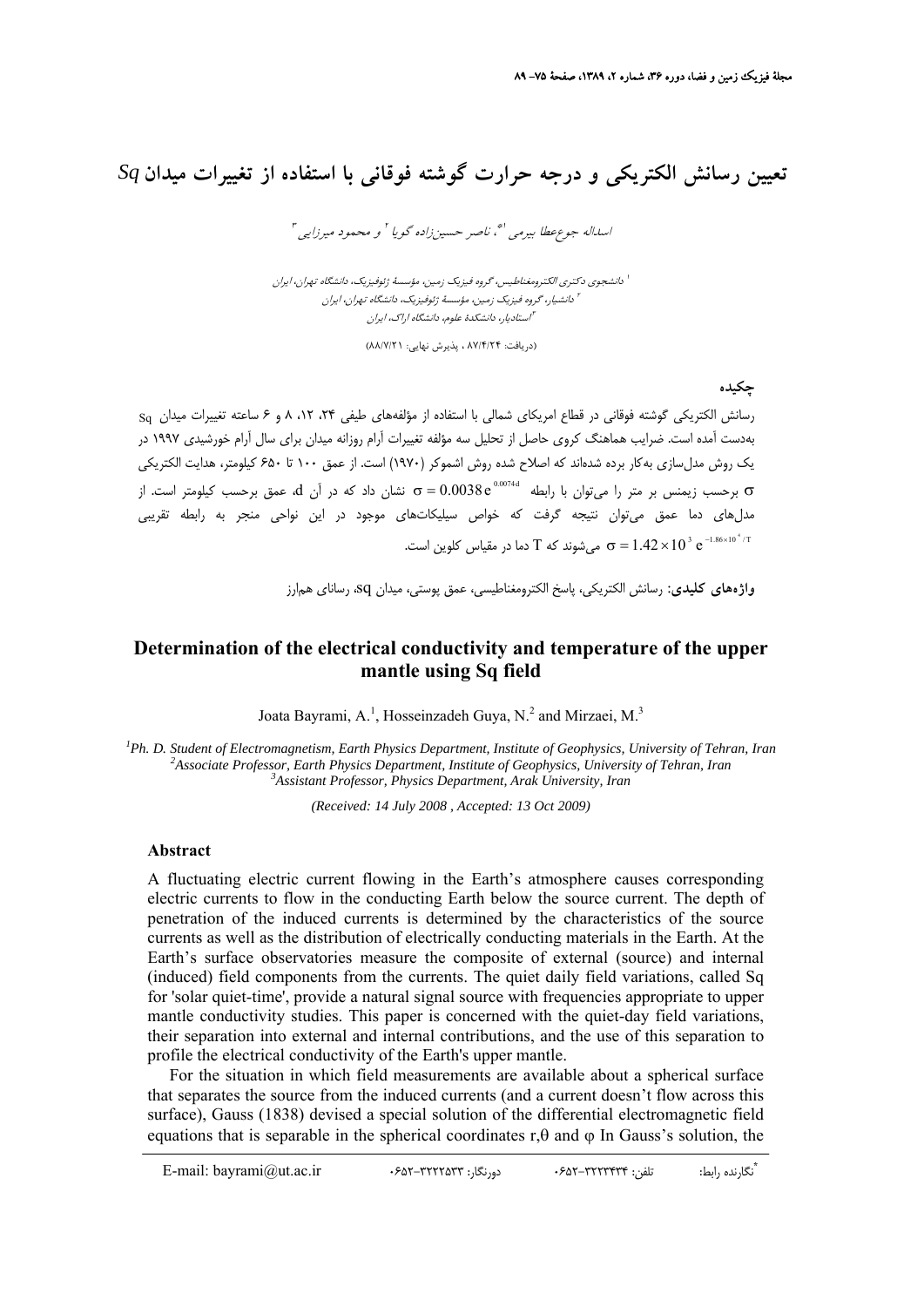# تعیین رسانش الکتریکی و درجه حرارت گوشته فوقانی با استفاده از تغییرات میدان *Sq*

*اسداله جوع‌عطا بیرمی [1*]، ناصر حسین‌زاده گویا [2] و محمود میرزایی [3]*

[1] دانشجوی دکتری الکترومغناطیس، گروه فیزیک زمین، مؤسسهٔ ژئوفیزیک، دانشگاه تهران، ایران
[2] دانشیار، گروه فیزیک زمین، مؤسسهٔ ژئوفیزیک، دانشگاه تهران، ایران
[3] استادیار، دانشکدهٔ علوم، دانشگاه اراک، ایران

(دریافت: ۸۷/۴/۲۴ ، پذیرش نهایی: ۸۸/۷/۲۱)

## چکیده

رسانش الکتریکی گوشته فوقانی در قطاع امریکای شمالی با استفاده از مؤلفه‌های طیفی ۲۴، ۱۲، ۸ و ۶ ساعته تغییرات میدان Sq به‌دست آمده است. ضرایب هماهنگ کروی حاصل از تحلیل سه مؤلفه تغییرات آرام روزانه میدان برای سال آرام خورشیدی ۱۹۹۷ در یک روش مدل‌سازی به‌کار برده شده‌اند که اصلاح شده روش اشموکر (۱۹۷۰) است. از عمق ۱۰۰ تا ۶۵۰ کیلومتر، هدایت الکتریکی $\sigma$ برحسب زیمنس بر متر را می‌توان با رابطه $\sigma = 0.0038\, e^{0.0074d}$ نشان داد که در آن d، عمق برحسب کیلومتر است. از مدل‌های دما عمق می‌توان نتیجه گرفت که خواص سیلیکات‌های موجود در این نواحی منجر به رابطه تقریبی $\sigma = 1.42 \times 10^{3}\, e^{-1.86\times10^{4}/T}$ می‌شوند که T دما در مقیاس کلوین است.

**واژه‌های کلیدی:** رسانش الکتریکی، پاسخ الکترومغناطیسی، عمق پوستی، میدان sq، رسانای هم‌ارز

# Determination of the electrical conductivity and temperature of the upper mantle using Sq field

Joata Bayrami, A.[1], Hosseinzadeh Guya, N.[2] and Mirzaei, M.[3]

*[1]Ph. D. Student of Electromagnetism, Earth Physics Department, Institute of Geophysics, University of Tehran, Iran*
*[2]Associate Professor, Earth Physics Department, Institute of Geophysics, University of Tehran, Iran*
*[3]Assistant Professor, Physics Department, Arak University, Iran*

*(Received: 14 July 2008 , Accepted: 13 Oct 2009)*

## Abstract

A fluctuating electric current flowing in the Earth's atmosphere causes corresponding electric currents to flow in the conducting Earth below the source current. The depth of penetration of the induced currents is determined by the characteristics of the source currents as well as the distribution of electrically conducting materials in the Earth. At the Earth's surface observatories measure the composite of external (source) and internal (induced) field components from the currents. The quiet daily field variations, called Sq for 'solar quiet-time', provide a natural signal source with frequencies appropriate to upper mantle conductivity studies. This paper is concerned with the quiet-day field variations, their separation into external and internal contributions, and the use of this separation to profile the electrical conductivity of the Earth's upper mantle.

For the situation in which field measurements are available about a spherical surface that separates the source from the induced currents (and a current doesn't flow across this surface), Gauss (1838) devised a special solution of the differential electromagnetic field equations that is separable in the spherical coordinates r,θ and φ In Gauss's solution, the

*نگارنده رابط: تلفن: ۳۲۲۳۴۳۴-۰۶۵۲ دورنگار: ۳۲۲۲۵۳۳-۰۶۵۲ E-mail: bayrami@ut.ac.ir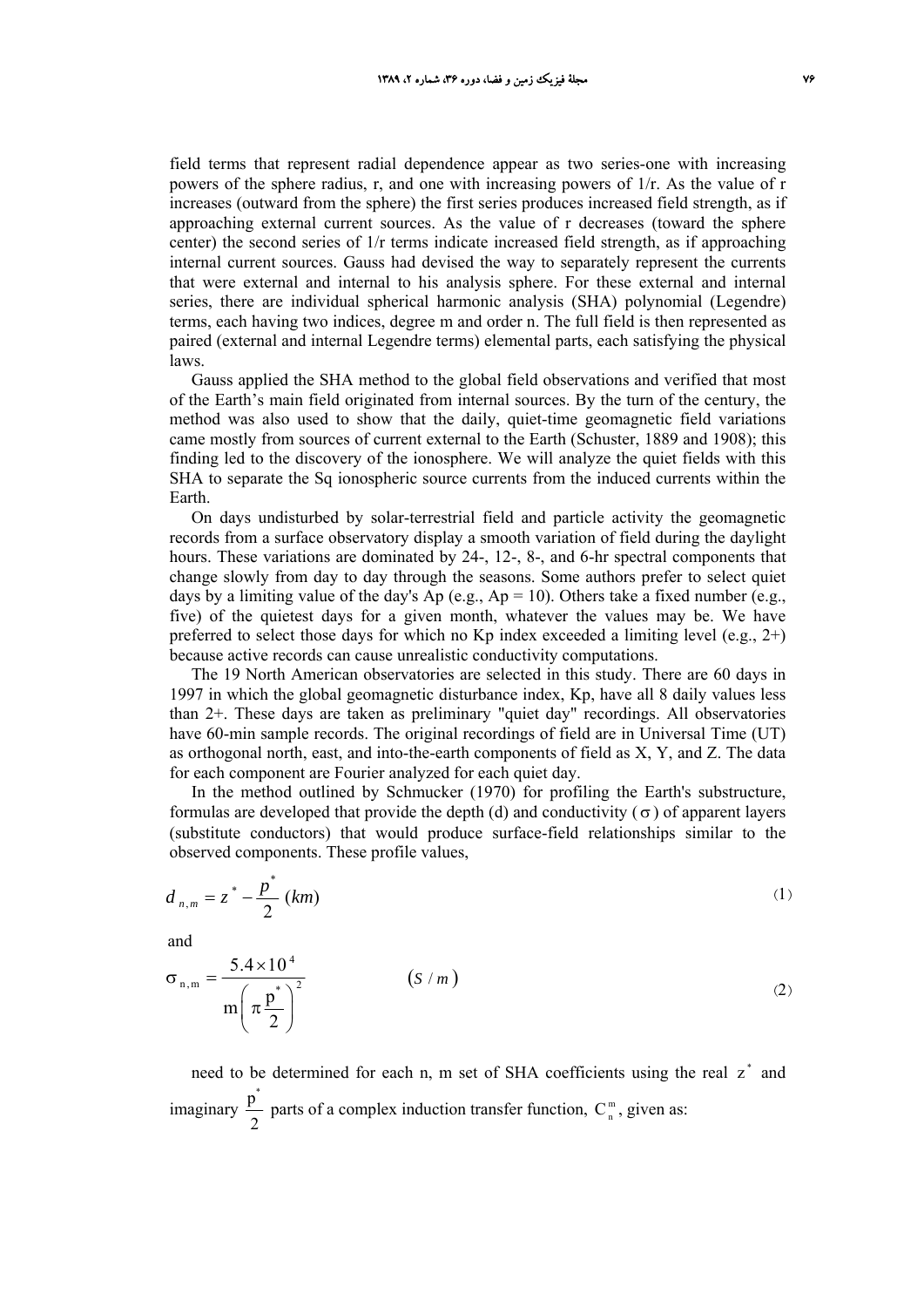field terms that represent radial dependence appear as two series-one with increasing powers of the sphere radius, r, and one with increasing powers of 1/r. As the value of r increases (outward from the sphere) the first series produces increased field strength, as if approaching external current sources. As the value of r decreases (toward the sphere center) the second series of 1/r terms indicate increased field strength, as if approaching internal current sources. Gauss had devised the way to separately represent the currents that were external and internal to his analysis sphere. For these external and internal series, there are individual spherical harmonic analysis (SHA) polynomial (Legendre) terms, each having two indices, degree m and order n. The full field is then represented as paired (external and internal Legendre terms) elemental parts, each satisfying the physical laws.

Gauss applied the SHA method to the global field observations and verified that most of the Earth's main field originated from internal sources. By the turn of the century, the method was also used to show that the daily, quiet-time geomagnetic field variations came mostly from sources of current external to the Earth (Schuster, 1889 and 1908); this finding led to the discovery of the ionosphere. We will analyze the quiet fields with this SHA to separate the Sq ionospheric source currents from the induced currents within the Earth.

On days undisturbed by solar-terrestrial field and particle activity the geomagnetic records from a surface observatory display a smooth variation of field during the daylight hours. These variations are dominated by 24-, 12-, 8-, and 6-hr spectral components that change slowly from day to day through the seasons. Some authors prefer to select quiet days by a limiting value of the day's Ap (e.g., Ap = 10). Others take a fixed number (e.g., five) of the quietest days for a given month, whatever the values may be. We have preferred to select those days for which no Kp index exceeded a limiting level (e.g., 2+) because active records can cause unrealistic conductivity computations.

The 19 North American observatories are selected in this study. There are 60 days in 1997 in which the global geomagnetic disturbance index, Kp, have all 8 daily values less than 2+. These days are taken as preliminary "quiet day" recordings. All observatories have 60-min sample records. The original recordings of field are in Universal Time (UT) as orthogonal north, east, and into-the-earth components of field as X, Y, and Z. The data for each component are Fourier analyzed for each quiet day.

In the method outlined by Schmucker (1970) for profiling the Earth's substructure, formulas are developed that provide the depth (d) and conductivity ($\sigma$) of apparent layers (substitute conductors) that would produce surface-field relationships similar to the observed components. These profile values,

$$d_{n,m} = z^* - \frac{p^*}{2} \ (km) \tag{1}$$

and

$$\sigma_{n,m} = \frac{5.4 \times 10^4}{m\left(\pi \frac{p^*}{2}\right)^2} \qquad (S/m) \tag{2}$$

need to be determined for each n, m set of SHA coefficients using the real $z^*$ and imaginary $\frac{p^*}{2}$ parts of a complex induction transfer function, $C_n^m$, given as: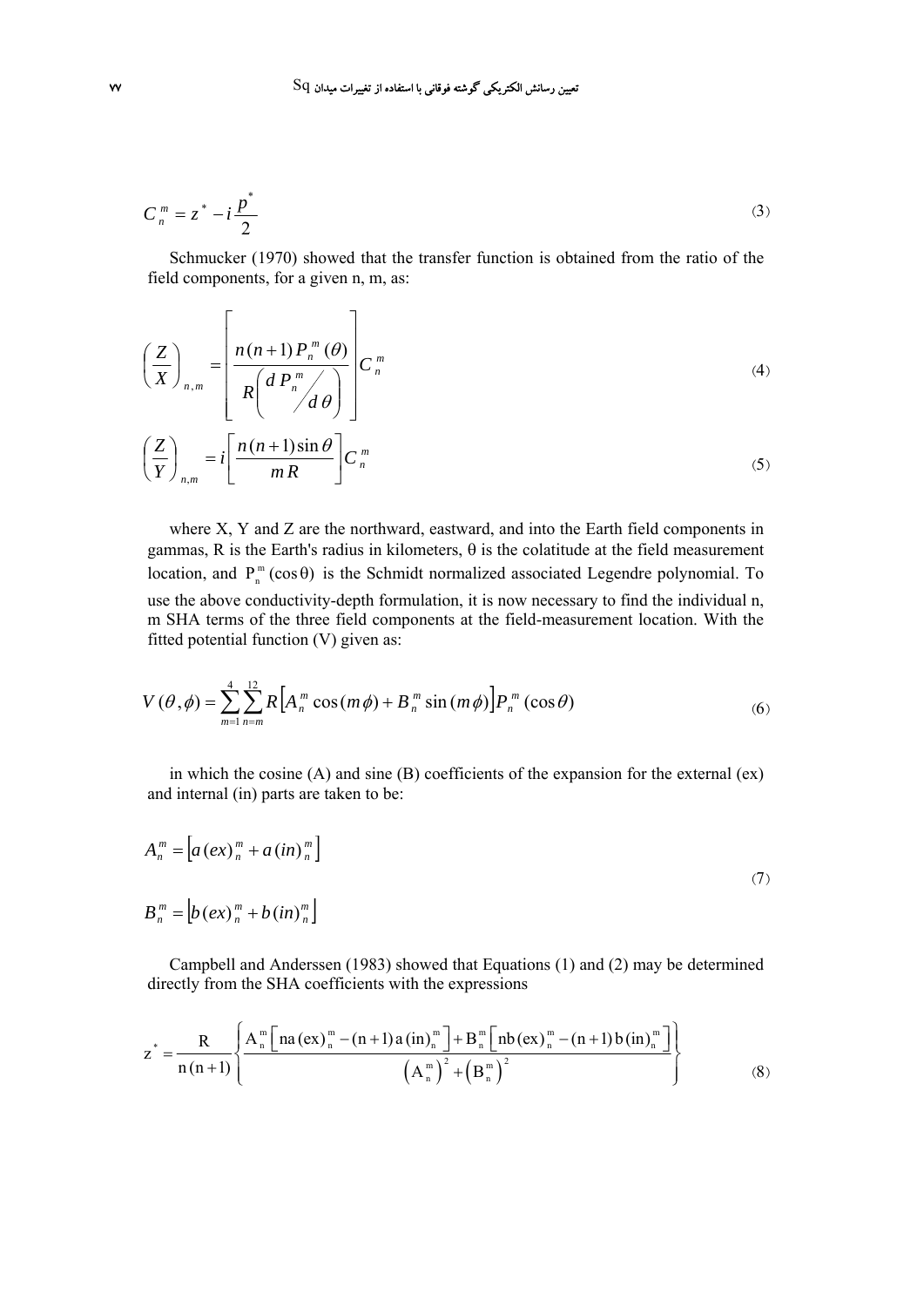$$C_n^m = z^* - i\frac{p^*}{2} \tag{3}$$

Schmucker (1970) showed that the transfer function is obtained from the ratio of the field components, for a given n, m, as:

$$\left(\frac{Z}{X}\right)_{n,m} = \left[\frac{n(n+1)P_n^m(\theta)}{R\left(\frac{dP_n^m}{d\theta}\right)}\right]C_n^m \tag{4}$$

$$\left(\frac{Z}{Y}\right)_{n,m} = i\left[\frac{n(n+1)\sin\theta}{mR}\right]C_n^m \tag{5}$$

where X, Y and Z are the northward, eastward, and into the Earth field components in gammas, R is the Earth's radius in kilometers, θ is the colatitude at the field measurement location, and $P_n^m(\cos\theta)$ is the Schmidt normalized associated Legendre polynomial. To use the above conductivity-depth formulation, it is now necessary to find the individual n, m SHA terms of the three field components at the field-measurement location. With the fitted potential function (V) given as:

$$V(\theta,\phi) = \sum_{m=1}^{4}\sum_{n=m}^{12} R\left[A_n^m\cos(m\phi) + B_n^m\sin(m\phi)\right]P_n^m(\cos\theta) \tag{6}$$

in which the cosine (A) and sine (B) coefficients of the expansion for the external (ex) and internal (in) parts are taken to be:

$$A_n^m = \left[a(ex)_n^m + a(in)_n^m\right]$$
$$B_n^m = \left[b(ex)_n^m + b(in)_n^m\right] \tag{7}$$

Campbell and Anderssen (1983) showed that Equations (1) and (2) may be determined directly from the SHA coefficients with the expressions

$$z^* = \frac{R}{n(n+1)}\left\{\frac{A_n^m\left[na(ex)_n^m - (n+1)a(in)_n^m\right] + B_n^m\left[nb(ex)_n^m - (n+1)b(in)_n^m\right]}{\left(A_n^m\right)^2 + \left(B_n^m\right)^2}\right\} \tag{8}$$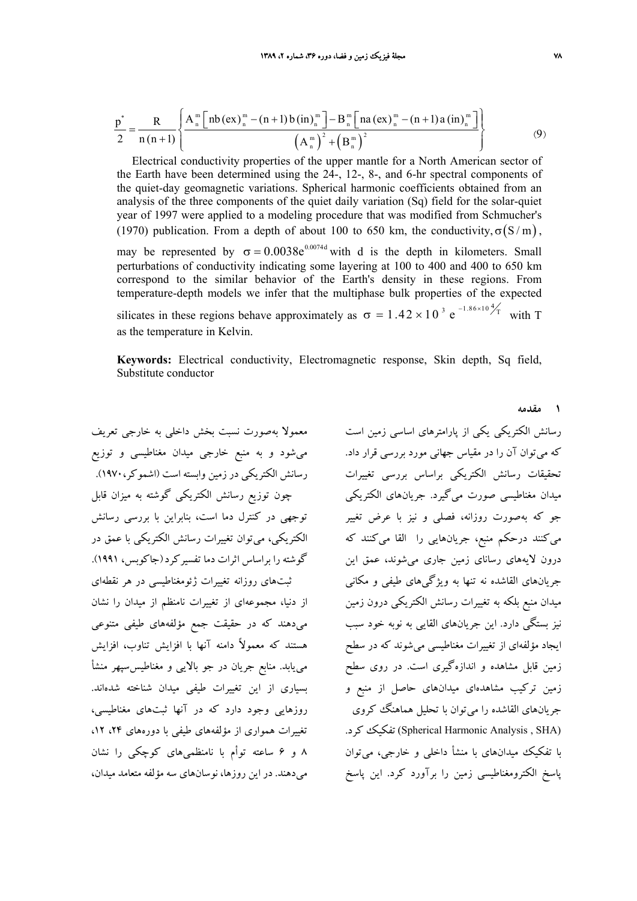$$\frac{p^*}{2} = \frac{R}{n(n+1)} \left\{ \frac{A_n^m \left[ nb(ex)_n^m - (n+1)b(in)_n^m \right] - B_n^m \left[ na(ex)_n^m - (n+1)a(in)_n^m \right]}{\left(A_n^m\right)^2 + \left(B_n^m\right)^2} \right\} \tag{9}$$

Electrical conductivity properties of the upper mantle for a North American sector of the Earth have been determined using the 24-, 12-, 8-, and 6-hr spectral components of the quiet-day geomagnetic variations. Spherical harmonic coefficients obtained from an analysis of the three components of the quiet daily variation (Sq) field for the solar-quiet year of 1997 were applied to a modeling procedure that was modified from Schmucher's (1970) publication. From a depth of about 100 to 650 km, the conductivity, $\sigma(S/m)$, may be represented by $\sigma = 0.0038e^{0.0074d}$ with d is the depth in kilometers. Small perturbations of conductivity indicating some layering at 100 to 400 and 400 to 650 km correspond to the similar behavior of the Earth's density in these regions. From temperature-depth models we infer that the multiphase bulk properties of the expected silicates in these regions behave approximately as $\sigma = 1.42 \times 10^3 \, e^{-1.86 \times 10^4 / T}$ with T as the temperature in Kelvin.

**Keywords:** Electrical conductivity, Electromagnetic response, Skin depth, Sq field, Substitute conductor

## ۱ مقدمه

رسانش الکتریکی یکی از پارامترهای اساسی زمین است که می‌توان آن را در مقیاس جهانی مورد بررسی قرار داد. تحقیقات رسانش الکتریکی براساس بررسی تغییرات میدان مغناطیسی صورت می‌گیرد. جریان‌های الکتریکی جو که به‌صورت روزانه، فصلی و نیز با عرض تغییر می‌کنند درحکم منبع، جریان‌هایی را القا می‌کنند که درون لایه‌های رسانای زمین جاری می‌شوند، عمق این جریان‌های القاشده نه تنها به ویژگی‌های طیفی و مکانی میدان منبع بلکه به تغییرات رسانش الکتریکی درون زمین نیز بستگی دارد. این جریان‌های القایی به نوبه خود سبب ایجاد مؤلفه‌ای از تغییرات مغناطیسی می‌شوند که در سطح زمین قابل مشاهده و اندازه‌گیری است. در روی سطح زمین ترکیب مشاهده‌ای میدان‌های حاصل از منبع و جریان‌های القاشده را می‌توان با تحلیل هماهنگ کروی (Spherical Harmonic Analysis , SHA) تفکیک کرد. با تفکیک میدان‌های با منشأ داخلی و خارجی، می‌توان پاسخ الکترومغناطیسی زمین را برآورد کرد. این پاسخ معمولا به‌صورت نسبت بخش داخلی به خارجی تعریف می‌شود و به منبع خارجی میدان مغناطیسی و توزیع رسانش الکتریکی در زمین وابسته است (اشموکر،۱۹۷۰).

چون توزیع رسانش الکتریکی گوشته به میزان قابل توجهی در کنترل دما است، بنابراین با بررسی رسانش الکتریکی، می‌توان تغییرات رسانش الکتریکی با عمق در گوشته را براساس اثرات دما تفسیر کرد (جاکوبس، ۱۹۹۱).

ثبت‌های روزانه تغییرات ژئومغناطیسی در هر نقطه‌ای از دنیا، مجموعه‌ای از تغییرات نامنظم از میدان را نشان می‌دهند که در حقیقت جمع مؤلفه‌های طیفی متنوعی هستند که معمولاً دامنه آنها با افزایش تناوب، افزایش می‌یابد. منابع جریان در جو بالایی و مغناطیس‌سپهر منشأ بسیاری از این تغییرات طیفی میدان شناخته شده‌اند. روزهایی وجود دارد که در آنها ثبت‌های مغناطیسی، تغییرات هموای از مؤلفه‌های طیفی با دوره‌های ۲۴، ۱۲، ۸ و ۶ ساعته توأم با نامنظمی‌های کوچکی را نشان می‌دهند. در این روزها، نوسان‌های سه مؤلفه متعامد میدان،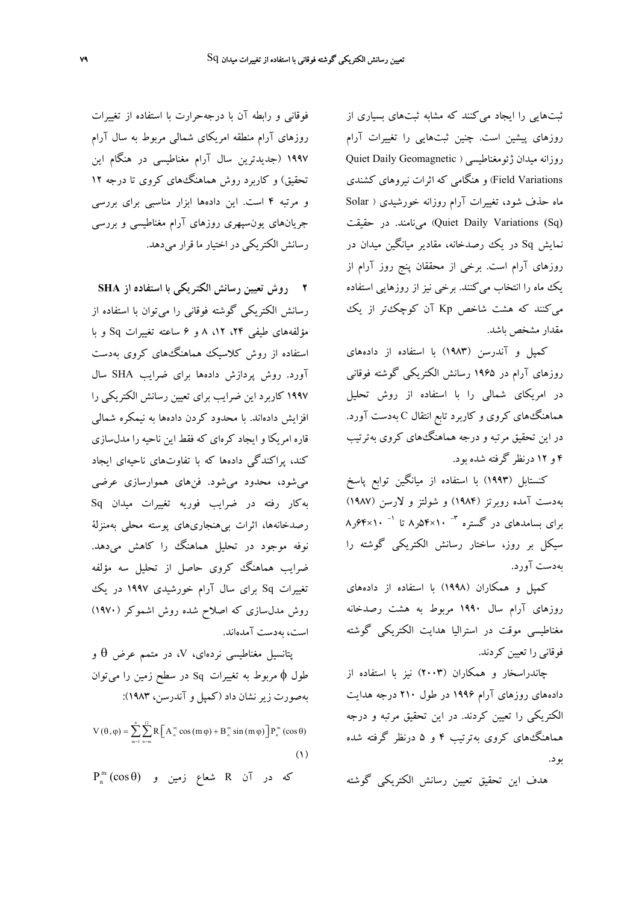ثبت‌هایی را ایجاد می‌کنند که مشابه ثبت‌های بسیاری از روزهای پیشین است. چنین ثبت‌هایی را تغییرات آرام روزانه میدان ژئومغناطیسی (Quiet Daily Geomagnetic Field Variations) و هنگامی که اثرات نیروهای کشندی ماه حذف شود، تغییرات آرام روزانه خورشیدی (Solar Quiet Daily Variations (Sq)) می‌نامند. در حقیقت نمایش Sq در یک رصدخانه، مقادیر میانگین میدان در روزهای آرام است. برخی از محققان پنج روز آرام از یک ماه را انتخاب می‌کنند. برخی نیز از روزهایی استفاده می‌کنند که هشت شاخص Kp آن کوچک‌تر از یک مقدار مشخص باشد.

کمپل و آندرسن (۱۹۸۳) با استفاده از داده‌های روزهای آرام در ۱۹۶۵ رسانش الکتریکی گوشته فوقانی در امریکای شمالی را با استفاده از روش تحلیل هماهنگ‌های کروی و کاربرد تابع انتقال C به‌دست آورد. در این تحقیق مرتبه و درجه هماهنگ‌های کروی به‌ترتیب ۴ و ۱۲ درنظر گرفته شده بود.

کنستابل (۱۹۹۳) با استفاده از میانگین توابع پاسخ به‌دست آمده روبرتز (۱۹۸۴) و شولتز و لارسن (۱۹۸۷) برای بسامدهای در گستره $۸٫۵۴\times۱۰^{-۳}$ تا $۸٫۶۴\times۱۰^{-۱}$ سیکل بر روز، ساختار رسانش الکتریکی گوشته را به‌دست آورد.

کمپل و همکاران (۱۹۹۸) با استفاده از داده‌های روزهای آرام سال ۱۹۹۰ مربوط به هشت رصدخانه مغناطیسی موقت در استرالیا هدایت الکتریکی گوشته فوقانی را تعیین کردند.

چاندراسخار و همکاران (۲۰۰۳) نیز با استفاده از داده‌های روزهای آرام ۱۹۹۶ در طول ۲۱۰ درجه هدایت الکتریکی را تعیین کردند. در این تحقیق مرتبه و درجه هماهنگ‌های کروی به‌ترتیب ۴ و ۵ درنظر گرفته شده بود.

هدف این تحقیق تعیین رسانش الکتریکی گوشته فوقانی و رابطه آن با درجه‌حرارت با استفاده از تغییرات روزهای آرام منطقه امریکای شمالی مربوط به سال آرام ۱۹۹۷ (جدیدترین سال آرام مغناطیسی در هنگام این تحقیق) و کاربرد روش هماهنگ‌های کروی تا درجه ۱۲ و مرتبه ۴ است. این داده‌ها ابزار مناسبی برای بررسی جریان‌های یون‌سپهری روزهای آرام مغناطیسی و بررسی رسانش الکتریکی در اختیار ما قرار می‌دهد.

## ۲ روش تعیین رسانش الکتریکی با استفاده از SHA

رسانش الکتریکی گوشته فوقانی را می‌توان با استفاده از مؤلفه‌های طیفی ۲۴، ۱۲، ۸ و ۶ ساعته تغییرات Sq و با استفاده از روش کلاسیک هماهنگ‌های کروی به‌دست آورد. روش پردازش داده‌ها برای ضرایب SHA سال ۱۹۹۷ کاربرد این ضرایب برای تعیین رسانش الکتریکی را افزایش داده‌اند. با محدود کردن داده‌ها به نیمکره شمالی قاره امریکا و ایجاد کره‌ای که فقط این ناحیه را مدل‌سازی کند، پراکندگی داده‌ها که با تفاوت‌های ناحیه‌ای ایجاد می‌شود، محدود می‌شود. فن‌های هموارسازی عرضی به‌کار رفته در ضرایب فوریه تغییرات میدان Sq رصدخانه‌ها، اثرات بی‌هنجاری‌های پوسته محلی به‌منزلهٔ نوفه موجود در تحلیل هماهنگ را کاهش می‌دهد. ضرایب هماهنگ کروی حاصل از تحلیل سه مؤلفه تغییرات Sq برای سال آرام خورشیدی ۱۹۹۷ در یک روش مدل‌سازی که اصلاح شده روش اشموکر (۱۹۷۰) است، به‌دست آمده‌اند.

پتانسیل مغناطیسی نرده‌ای، V، در متمم عرض $\theta$ و طول $\phi$ مربوط به تغییرات Sq در سطح زمین را می‌توان به‌صورت زیر نشان داد (کمپل و آندرسن، ۱۹۸۳):

$$V(\theta,\varphi)=\sum_{m=1}^{4}\sum_{n=m}^{12} R\left[A_n^m\cos(m\varphi)+B_n^m\sin(m\varphi)\right]P_n^m(\cos\theta) \qquad (1)$$

که در آن R شعاع زمین و $P_n^m(\cos\theta)$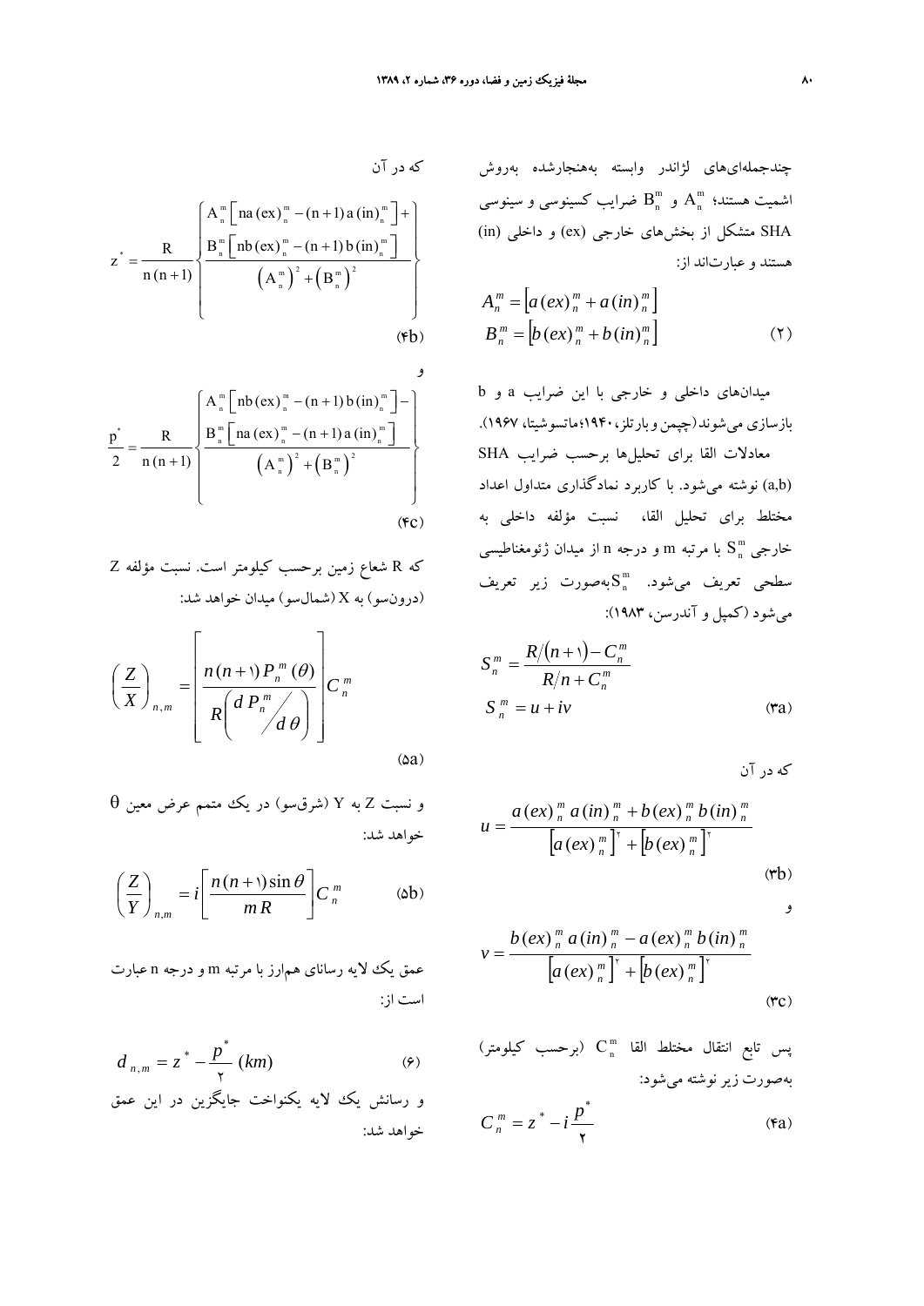چندجمله‌ای‌های لژاندر وابسته به‌هنجارشده به‌روش اشمیت هستند؛ $A_n^m$ و $B_n^m$ ضرایب کسینوسی و سینوسی SHA متشکل از بخش‌های خارجی (ex) و داخلی (in) هستند و عبارت‌اند از:

$$A_n^m = \left[a(ex)_n^m + a(in)_n^m\right]$$
$$B_n^m = \left[b(ex)_n^m + b(in)_n^m\right] \qquad (۲)$$

میدان‌های داخلی و خارجی با این ضرایب a و b بازسازی می‌شوند (چپمن و بارتلز، ۱۹۴۰؛ ماتسوشیتا، ۱۹۶۷).

معادلات القا برای تحلیل‌ها برحسب ضرایب SHA (a,b) نوشته می‌شود. با کاربرد نمادگذاری متداول اعداد مختلط برای تحلیل القا، نسبت مؤلفه داخلی به خارجی $S_n^m$ با مرتبه m و درجه n از میدان ژئومغناطیسی سطحی تعریف می‌شود. $S_n^m$ به‌صورت زیر تعریف می‌شود (کمپل و آندرسن، ۱۹۸۳):

$$S_n^m = \frac{R/(n+۱) - C_n^m}{R/n + C_n^m}$$
$$S_n^m = u + iv \qquad (۳a)$$

که در آن

$$u = \frac{a(ex)_n^m\, a(in)_n^m + b(ex)_n^m\, b(in)_n^m}{\left[a(ex)_n^m\right]^۲ + \left[b(ex)_n^m\right]^۲} \qquad (۳b)$$

و

$$v = \frac{b(ex)_n^m\, a(in)_n^m - a(ex)_n^m\, b(in)_n^m}{\left[a(ex)_n^m\right]^۲ + \left[b(ex)_n^m\right]^۲} \qquad (۳c)$$

پس تابع انتقال مختلط القا $C_n^m$ (برحسب کیلومتر) به‌صورت زیر نوشته می‌شود:

$$C_n^m = z^* - i\frac{p^*}{۲} \qquad (۴a)$$

که در آن

$$z^* = \frac{R}{n(n+1)}\left\{\frac{A_n^m\left[na(ex)_n^m - (n+1)a(in)_n^m\right] + B_n^m\left[nb(ex)_n^m - (n+1)b(in)_n^m\right]}{\left(A_n^m\right)^2 + \left(B_n^m\right)^2}\right\} \qquad (۴b)$$

و

$$\frac{p^*}{2} = \frac{R}{n(n+1)}\left\{\frac{A_n^m\left[nb(ex)_n^m - (n+1)b(in)_n^m\right] - B_n^m\left[na(ex)_n^m - (n+1)a(in)_n^m\right]}{\left(A_n^m\right)^2 + \left(B_n^m\right)^2}\right\} \qquad (۴c)$$

که R شعاع زمین برحسب کیلومتر است. نسبت مؤلفه Z (درون‌سو) به X (شمال‌سو) میدان خواهد شد:

$$\left(\frac{Z}{X}\right)_{n,m} = \left[\frac{n(n+۱)P_n^m(\theta)}{R\left(dP_n^m/d\theta\right)}\right]C_n^m \qquad (۵a)$$

و نسبت Z به Y (شرق‌سو) در یک متمم عرض معین $\theta$ خواهد شد:

$$\left(\frac{Z}{Y}\right)_{n,m} = i\left[\frac{n(n+۱)\sin\theta}{mR}\right]C_n^m \qquad (۵b)$$

عمق یک لایه رسانای هم‌ارز با مرتبه m و درجه n عبارت است از:

$$d_{n,m} = z^* - \frac{p^*}{۲}\ (km) \qquad (۶)$$

و رسانش یک لایه یکنواخت جایگزین در این عمق خواهد شد: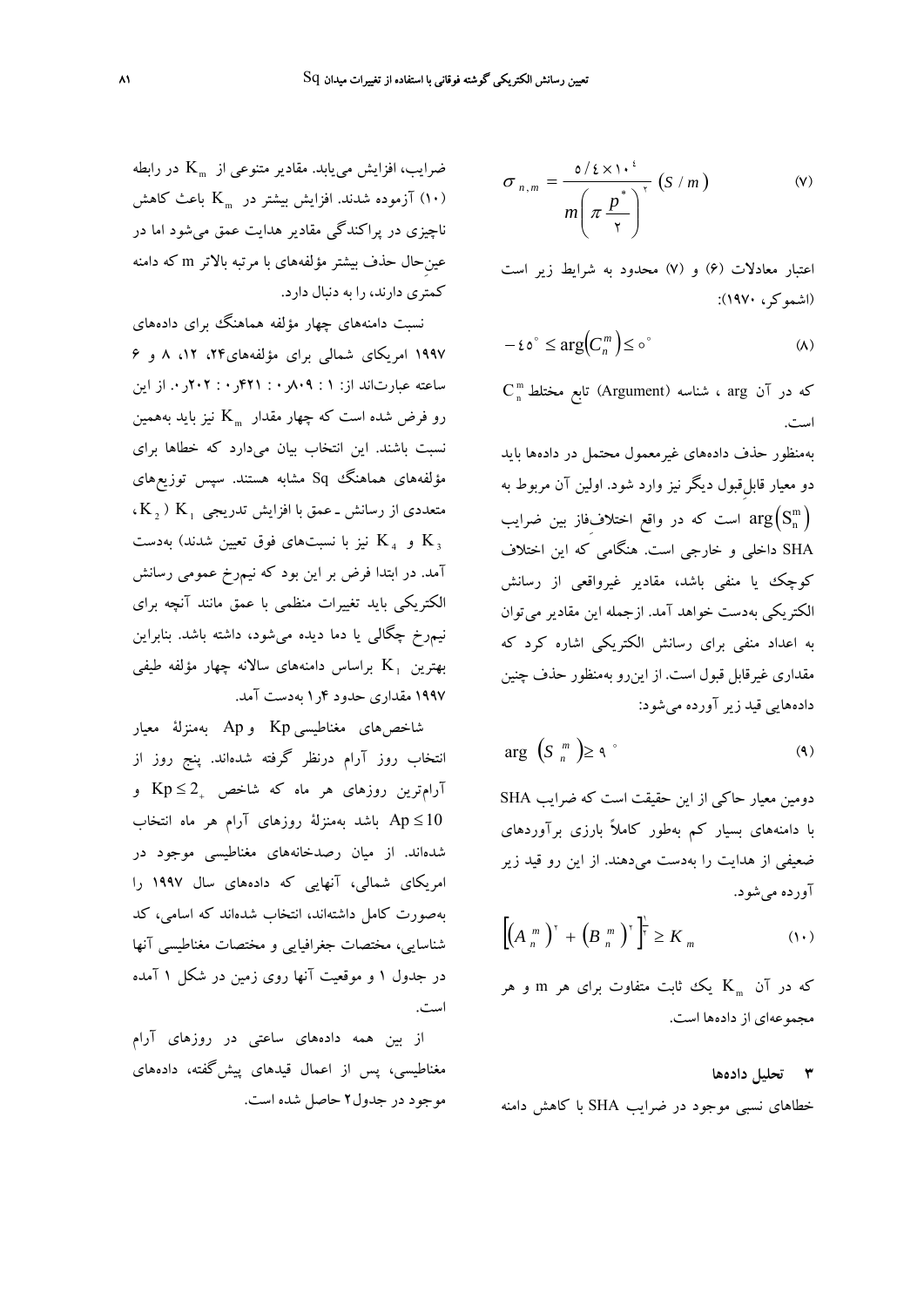$$\sigma_{n,m} = \frac{5/4 \times 10^{4}}{m\left(\pi \frac{p^{*}}{2}\right)^{2}} \ (S/m) \tag{7}$$

اعتبار معادلات (۶) و (۷) محدود به شرایط زیر است (اشموکر، ۱۹۷۰):

$$-45^{\circ} \leq \arg\left(C_n^m\right) \leq 0^{\circ} \tag{8}$$

که در آن arg ، شناسه (Argument) تابع مختلط $C_n^m$ است.

به‌منظور حذف داده‌های غیرمعمول محتمل در داده‌ها باید دو معیار قابل‌قبول دیگر نیز وارد شود. اولین آن مربوط به $\arg\left(S_n^m\right)$ است که در واقع اختلاف‌فاز بین ضرایب SHA داخلی و خارجی است. هنگامی که این اختلاف کوچک یا منفی باشد، مقادیر غیرواقعی از رسانش الکتریکی به‌دست خواهد آمد. ازجمله این مقادیر می‌توان به اعداد منفی برای رسانش الکتریکی اشاره کرد که مقداری غیرقابل قبول است. از این‌رو به‌منظور حذف چنین داده‌هایی قید زیر آورده می‌شود:

$$\arg\left(S_n^m\right) \geq 9^{\circ} \tag{9}$$

دومین معیار حاکی از این حقیقت است که ضرایب SHA با دامنه‌های بسیار کم به‌طور کاملاً بارزی برآوردهای ضعیفی از هدایت را به‌دست می‌دهند. از این رو قید زیر آورده می‌شود.

$$\left[\left(A_n^m\right)^2 + \left(B_n^m\right)^2\right]^{\frac{1}{2}} \geq K_m \tag{10}$$

که در آن $K_m$ یک ثابت متفاوت برای هر m و هر مجموعه‌ای از داده‌ها است.

## ۳ تحلیل داده‌ها

خطاهای نسبی موجود در ضرایب SHA با کاهش دامنه ضرایب، افزایش می‌یابد. مقادیر متنوعی از $K_m$ در رابطه (۱۰) آزموده شدند. افزایش بیشتر در $K_m$ باعث کاهش ناچیزی در پراکندگی مقادیر هدایت عمق می‌شود اما در عین‌حال حذف بیشتر مؤلفه‌های با مرتبه بالاتر m که دامنه کمتری دارند، را به دنبال دارد.

نسبت دامنه‌های چهار مؤلفه هماهنگ برای داده‌های ۱۹۹۷ امریکای شمالی برای مؤلفه‌های ۲۴، ۱۲، ۸ و ۶ ساعته عبارت‌اند از: ۱ : ۰٫۸۰۹ : ۰٫۴۲۱ : ۰٫۲۰۲. از این رو فرض شده است که چهار مقدار $K_m$ نیز باید به‌همین نسبت باشند. این انتخاب بیان می‌دارد که خطاها برای مؤلفه‌های هماهنگ Sq مشابه هستند. سپس توزیع‌های متعددی از رسانش ـ عمق با افزایش تدریجی $K_1$ ( $K_2$، $K_3$ و $K_4$ نیز با نسبت‌های فوق تعیین شدند) به‌دست آمد. در ابتدا فرض بر این بود که نیم‌رخ عمومی رسانش الکتریکی باید تغییرات منظمی با عمق مانند آنچه برای نیم‌رخ چگالی یا دما دیده می‌شود، داشته باشد. بنابراین بهترین $K_1$ براساس دامنه‌های سالانه چهار مؤلفه طیفی ۱۹۹۷ مقداری حدود ۱٫۴ به‌دست آمد.

شاخص‌های مغناطیسی Kp و Ap به‌منزلهٔ معیار انتخاب روز آرام درنظر گرفته شده‌اند. پنج روز از آرام‌ترین روزهای هر ماه که شاخص $Kp \leq 2_{+}$ و $Ap \leq 10$ باشد به‌منزلهٔ روزهای آرام هر ماه انتخاب شده‌اند. از میان رصدخانه‌های مغناطیسی موجود در امریکای شمالی، آنهایی که داده‌های سال ۱۹۹۷ را به‌صورت کامل داشته‌اند، انتخاب شده‌اند که اسامی، کد شناسایی، مختصات جغرافیایی و مختصات مغناطیسی آنها در جدول ۱ و موقعیت آنها روی زمین در شکل ۱ آمده است.

از بین همه داده‌های ساعتی در روزهای آرام مغناطیسی، پس از اعمال قیدهای پیش‌گفته، داده‌های موجود در جدول۲ حاصل شده است.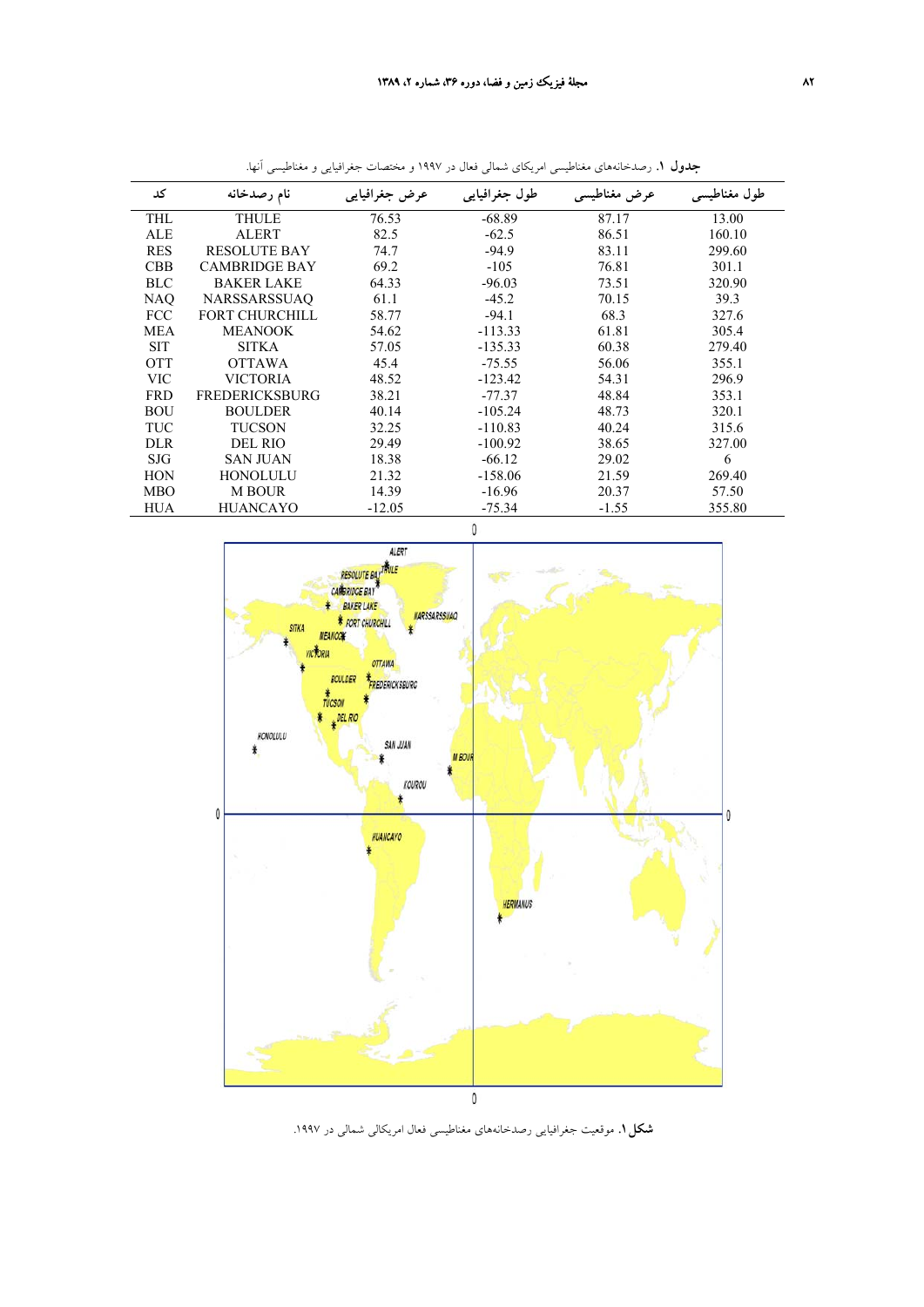**جدول ۱.** رصدخانه‌های مغناطیسی امریکای شمالی فعال در ۱۹۹۷ و مختصات جغرافیایی و مغناطیسی آنها.

| کد | نام رصدخانه | عرض جغرافیایی | طول جغرافیایی | عرض مغناطیسی | طول مغناطیسی |
|---|---|---|---|---|---|
| THL | THULE | 76.53 | -68.89 | 87.17 | 13.00 |
| ALE | ALERT | 82.5 | -62.5 | 86.51 | 160.10 |
| RES | RESOLUTE BAY | 74.7 | -94.9 | 83.11 | 299.60 |
| CBB | CAMBRIDGE BAY | 69.2 | -105 | 76.81 | 301.1 |
| BLC | BAKER LAKE | 64.33 | -96.03 | 73.51 | 320.90 |
| NAQ | NARSSARSSUAQ | 61.1 | -45.2 | 70.15 | 39.3 |
| FCC | FORT CHURCHILL | 58.77 | -94.1 | 68.3 | 327.6 |
| MEA | MEANOOK | 54.62 | -113.33 | 61.81 | 305.4 |
| SIT | SITKA | 57.05 | -135.33 | 60.38 | 279.40 |
| OTT | OTTAWA | 45.4 | -75.55 | 56.06 | 355.1 |
| VIC | VICTORIA | 48.52 | -123.42 | 54.31 | 296.9 |
| FRD | FREDERICKSBURG | 38.21 | -77.37 | 48.84 | 353.1 |
| BOU | BOULDER | 40.14 | -105.24 | 48.73 | 320.1 |
| TUC | TUCSON | 32.25 | -110.83 | 40.24 | 315.6 |
| DLR | DEL RIO | 29.49 | -100.92 | 38.65 | 327.00 |
| SJG | SAN JUAN | 18.38 | -66.12 | 29.02 | 6 |
| HON | HONOLULU | 21.32 | -158.06 | 21.59 | 269.40 |
| MBO | M BOUR | 14.39 | -16.96 | 20.37 | 57.50 |
| HUA | HUANCAYO | -12.05 | -75.34 | -1.55 | 355.80 |

**شکل ۱.** موقعیت جغرافیایی رصدخانه‌های مغناطیسی فعال امریکالی شمالی در ۱۹۹۷.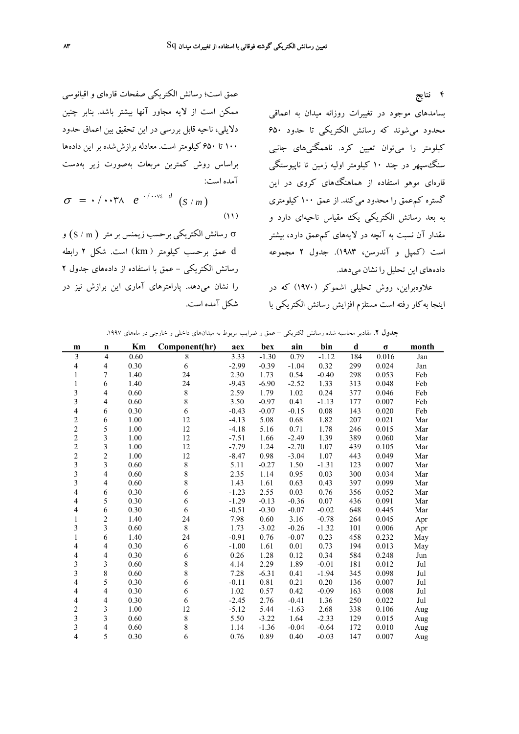## ۴ نتایج

بسامدهای موجود در تغییرات روزانه میدان به اعماقی محدود می‌شوند که رسانش الکتریکی تا حدود ۶۵۰ کیلومتر را می‌توان تعیین کرد. ناهمگنی‌های جانبی سنگ‌سپهر در چند ۱۰ کیلومتر اولیه زمین تا ناپیوستگی قاره‌ای موهو استفاده از هماهنگ‌های کروی در این گستره کم‌عمق را محدود می‌کند. از عمق ۱۰۰ کیلومتری به بعد رسانش الکتریکی یک مقیاس ناحیه‌ای دارد و مقدار آن نسبت به آنچه در لایه‌های کم‌عمق دارد، بیشتر است (کمپل و آندرسن، ۱۹۸۳). جدول ۲ مجموعه داده‌های این تحلیل را نشان می‌دهد.

علاوه‌براین، روش تحلیلی اشموکر (۱۹۷۰) که در اینجا به‌کار رفته است مستلزم افزایش رسانش الکتریکی با عمق است؛ رسانش الکتریکی صفحات قاره‌ای و اقیانوسی ممکن است از لایه مجاور آنها بیشتر باشد. بنابر چنین دلایلی، ناحیه قابل بررسی در این تحقیق بین اعماق حدود ۱۰۰ تا ۶۵۰ کیلومتر است. معادله برازش‌شده بر این داده‌ها براساس روش کمترین مربعات به‌صورت زیر به‌دست آمده است:

$$\sigma = ۰/۰۰۳۸ \ e^{۰/۰۰۷۴ \ d} \ (S/m) \qquad (۱۱)$$

σ رسانش الکتریکی برحسب زیمنس بر متر ( S / m ) و d عمق برحسب کیلومتر ( km ) است. شکل ۲ رابطه رسانش الکتریکی - عمق با استفاده از داده‌های جدول ۲ را نشان می‌دهد. پارامترهای آماری این برازش نیز در شکل آمده است.

**جدول ۲.** مقادیر محاسبه شده رسانش الکتریکی – عمق و ضرایب مربوط به میدان‌های داخلی و خارجی در ماه‌های ۱۹۹۷.

| m | n | Km | Component(hr) | aex | bex | ain | bin | d | σ | month |
|---|---|---|---|---|---|---|---|---|---|---|
| 3 | 4 | 0.60 | 8 | 3.33 | -1.30 | 0.79 | -1.12 | 184 | 0.016 | Jan |
| 4 | 4 | 0.30 | 6 | -2.99 | -0.39 | -1.04 | 0.32 | 299 | 0.024 | Jan |
| 1 | 7 | 1.40 | 24 | 2.30 | 1.73 | 0.54 | -0.40 | 298 | 0.053 | Feb |
| 1 | 6 | 1.40 | 24 | -9.43 | -6.90 | -2.52 | 1.33 | 313 | 0.048 | Feb |
| 3 | 4 | 0.60 | 8 | 2.59 | 1.79 | 1.02 | 0.24 | 377 | 0.046 | Feb |
| 3 | 4 | 0.60 | 8 | 3.50 | -0.97 | 0.41 | -1.13 | 177 | 0.007 | Feb |
| 4 | 6 | 0.30 | 6 | -0.43 | -0.07 | -0.15 | 0.08 | 143 | 0.020 | Feb |
| 2 | 6 | 1.00 | 12 | -4.13 | 5.08 | 0.68 | 1.82 | 207 | 0.021 | Mar |
| 2 | 5 | 1.00 | 12 | -4.18 | 5.16 | 0.71 | 1.78 | 246 | 0.015 | Mar |
| 2 | 3 | 1.00 | 12 | -7.51 | 1.66 | -2.49 | 1.39 | 389 | 0.060 | Mar |
| 2 | 3 | 1.00 | 12 | -7.79 | 1.24 | -2.70 | 1.07 | 439 | 0.105 | Mar |
| 2 | 2 | 1.00 | 12 | -8.47 | 0.98 | -3.04 | 1.07 | 443 | 0.049 | Mar |
| 3 | 3 | 0.60 | 8 | 5.11 | -0.27 | 1.50 | -1.31 | 123 | 0.007 | Mar |
| 3 | 4 | 0.60 | 8 | 2.35 | 1.14 | 0.95 | 0.03 | 300 | 0.034 | Mar |
| 3 | 4 | 0.60 | 8 | 1.43 | 1.61 | 0.63 | 0.43 | 397 | 0.099 | Mar |
| 4 | 6 | 0.30 | 6 | -1.23 | 2.55 | 0.03 | 0.76 | 356 | 0.052 | Mar |
| 4 | 5 | 0.30 | 6 | -1.29 | -0.13 | -0.36 | 0.07 | 436 | 0.091 | Mar |
| 4 | 6 | 0.30 | 6 | -0.51 | -0.30 | -0.07 | -0.02 | 648 | 0.445 | Mar |
| 1 | 2 | 1.40 | 24 | 7.98 | 0.60 | 3.16 | -0.78 | 264 | 0.045 | Apr |
| 3 | 3 | 0.60 | 8 | 1.73 | -3.02 | -0.26 | -1.32 | 101 | 0.006 | Apr |
| 1 | 6 | 1.40 | 24 | -0.91 | 0.76 | -0.07 | 0.23 | 458 | 0.232 | May |
| 4 | 4 | 0.30 | 6 | -1.00 | 1.61 | 0.01 | 0.73 | 194 | 0.013 | May |
| 4 | 4 | 0.30 | 6 | 0.26 | 1.28 | 0.12 | 0.34 | 584 | 0.248 | Jun |
| 3 | 3 | 0.60 | 8 | 4.14 | 2.29 | 1.89 | -0.01 | 181 | 0.012 | Jul |
| 3 | 8 | 0.60 | 8 | 7.28 | -6.31 | 0.41 | -1.94 | 345 | 0.098 | Jul |
| 4 | 5 | 0.30 | 6 | -0.11 | 0.81 | 0.21 | 0.20 | 136 | 0.007 | Jul |
| 4 | 4 | 0.30 | 6 | 1.02 | 0.57 | 0.42 | -0.09 | 163 | 0.008 | Jul |
| 4 | 4 | 0.30 | 6 | -2.45 | 2.76 | -0.41 | 1.36 | 250 | 0.022 | Jul |
| 2 | 3 | 1.00 | 12 | -5.12 | 5.44 | -1.63 | 2.68 | 338 | 0.106 | Aug |
| 3 | 3 | 0.60 | 8 | 5.50 | -3.22 | 1.64 | -2.33 | 129 | 0.015 | Aug |
| 3 | 4 | 0.60 | 8 | 1.14 | -1.36 | -0.04 | -0.64 | 172 | 0.010 | Aug |
| 4 | 5 | 0.30 | 6 | 0.76 | 0.89 | 0.40 | -0.03 | 147 | 0.007 | Aug |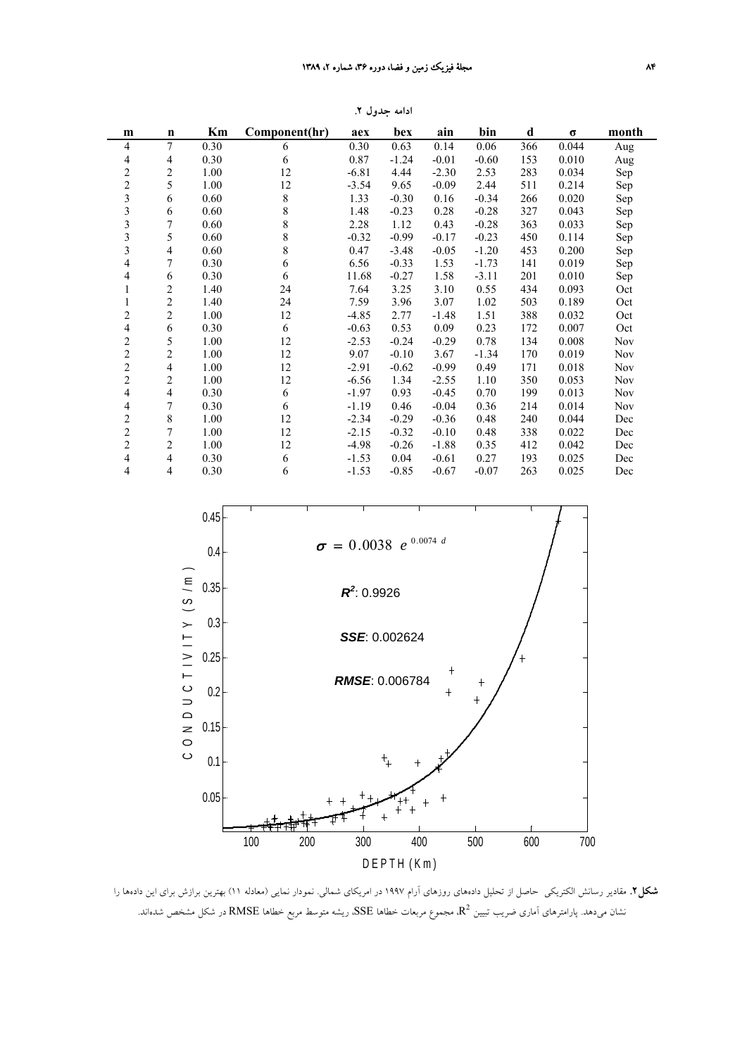ادامه جدول ۲.

| m | n | Km | Component(hr) | aex | bex | ain | bin | d | σ | month |
|---|---|---|---|---|---|---|---|---|---|---|
| 4 | 7 | 0.30 | 6 | 0.30 | 0.63 | 0.14 | 0.06 | 366 | 0.044 | Aug |
| 4 | 4 | 0.30 | 6 | 0.87 | -1.24 | -0.01 | -0.60 | 153 | 0.010 | Aug |
| 2 | 2 | 1.00 | 12 | -6.81 | 4.44 | -2.30 | 2.53 | 283 | 0.034 | Sep |
| 2 | 5 | 1.00 | 12 | -3.54 | 9.65 | -0.09 | 2.44 | 511 | 0.214 | Sep |
| 3 | 6 | 0.60 | 8 | 1.33 | -0.30 | 0.16 | -0.34 | 266 | 0.020 | Sep |
| 3 | 6 | 0.60 | 8 | 1.48 | -0.23 | 0.28 | -0.28 | 327 | 0.043 | Sep |
| 3 | 7 | 0.60 | 8 | 2.28 | 1.12 | 0.43 | -0.28 | 363 | 0.033 | Sep |
| 3 | 5 | 0.60 | 8 | -0.32 | -0.99 | -0.17 | -0.23 | 450 | 0.114 | Sep |
| 3 | 4 | 0.60 | 8 | 0.47 | -3.48 | -0.05 | -1.20 | 453 | 0.200 | Sep |
| 4 | 7 | 0.30 | 6 | 6.56 | -0.33 | 1.53 | -1.73 | 141 | 0.019 | Sep |
| 4 | 6 | 0.30 | 6 | 11.68 | -0.27 | 1.58 | -3.11 | 201 | 0.010 | Sep |
| 1 | 2 | 1.40 | 24 | 7.64 | 3.25 | 3.10 | 0.55 | 434 | 0.093 | Oct |
| 1 | 2 | 1.40 | 24 | 7.59 | 3.96 | 3.07 | 1.02 | 503 | 0.189 | Oct |
| 2 | 2 | 1.00 | 12 | -4.85 | 2.77 | -1.48 | 1.51 | 388 | 0.032 | Oct |
| 4 | 6 | 0.30 | 6 | -0.63 | 0.53 | 0.09 | 0.23 | 172 | 0.007 | Oct |
| 2 | 5 | 1.00 | 12 | -2.53 | -0.24 | -0.29 | 0.78 | 134 | 0.008 | Nov |
| 2 | 2 | 1.00 | 12 | 9.07 | -0.10 | 3.67 | -1.34 | 170 | 0.019 | Nov |
| 2 | 4 | 1.00 | 12 | -2.91 | -0.62 | -0.99 | 0.49 | 171 | 0.018 | Nov |
| 2 | 2 | 1.00 | 12 | -6.56 | 1.34 | -2.55 | 1.10 | 350 | 0.053 | Nov |
| 4 | 4 | 0.30 | 6 | -1.97 | 0.93 | -0.45 | 0.70 | 199 | 0.013 | Nov |
| 4 | 7 | 0.30 | 6 | -1.19 | 0.46 | -0.04 | 0.36 | 214 | 0.014 | Nov |
| 2 | 8 | 1.00 | 12 | -2.34 | -0.29 | -0.36 | 0.48 | 240 | 0.044 | Dec |
| 2 | 7 | 1.00 | 12 | -2.15 | -0.32 | -0.10 | 0.48 | 338 | 0.022 | Dec |
| 2 | 2 | 1.00 | 12 | -4.98 | -0.26 | -1.88 | 0.35 | 412 | 0.042 | Dec |
| 4 | 4 | 0.30 | 6 | -1.53 | 0.04 | -0.61 | 0.27 | 193 | 0.025 | Dec |
| 4 | 4 | 0.30 | 6 | -1.53 | -0.85 | -0.67 | -0.07 | 263 | 0.025 | Dec |

$$\sigma = 0.0038\, e^{0.0074\, d}$$

$R^2$: 0.9926

*SSE*: 0.002624

*RMSE*: 0.006784

**شکل ۲.** مقادیر رسانش الکتریکی حاصل از تحلیل داده‌های روزهای آرام ۱۹۹۷ در امریکای شمالی. نمودار نمایی (معادله ۱۱) بهترین برازش برای این داده‌ها را نشان می‌دهد. پارامترهای آماری ضریب تبیین $R^2$، مجموع مربعات خطاها SSE، ریشه متوسط مربع خطاها RMSE در شکل مشخص شده‌اند.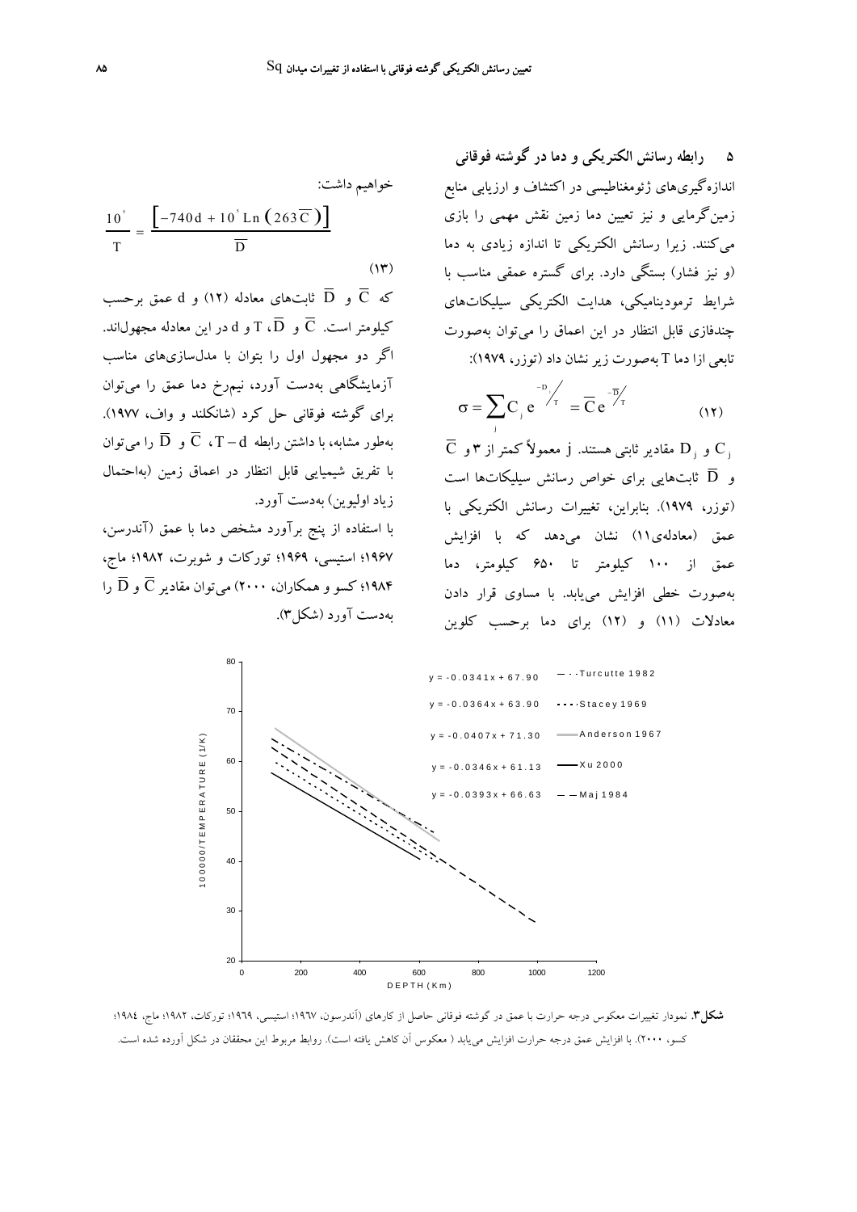## ۵ رابطه رسانش الکتریکی و دما در گوشته فوقانی

اندازه‌گیری‌های ژئومغناطیسی در اکتشاف و ارزیابی منابع زمین‌گرمایی و نیز تعیین دما زمین نقش مهمی را بازی می‌کنند. زیرا رسانش الکتریکی تا اندازه زیادی به دما (و نیز فشار) بستگی دارد. برای گستره عمقی مناسب با شرایط ترمودینامیکی، هدایت الکتریکی سیلیکات‌های چندفازی قابل انتظار در این اعماق را می‌توان به‌صورت تابعی ازا دما T به‌صورت زیر نشان داد (توزر، ۱۹۷۹):

$$\sigma = \sum_j C_j e^{-D_j/T} = \overline{C} e^{-\overline{D}/T} \qquad (۱۲)$$

$C_j$ و $D_j$ مقادیر ثابتی هستند. j معمولاً کمتر از ۳ و $\overline{C}$ و $\overline{D}$ ثابت‌هایی برای خواص رسانش سیلیکات‌ها است (توزر، ۱۹۷۹). بنابراین، تغییرات رسانش الکتریکی با عمق (معادله‌ی(۱۱) نشان می‌دهد که با افزایش عمق از ۱۰۰ کیلومتر تا ۶۵۰ کیلومتر، دما به‌صورت خطی افزایش می‌یابد. با مساوی قرار دادن معادلات (۱۱) و (۱۲) برای دما برحسب کلوین خواهیم داشت:

$$\frac{10^5}{T} = \frac{\left[-740d + 10^5 \, Ln\left(263\overline{C}\right)\right]}{\overline{D}} \qquad (۱۳)$$

که $\overline{C}$ و $\overline{D}$ ثابت‌های معادله (۱۲) و d عمق برحسب کیلومتر است. $\overline{C}$ و $\overline{D}$، T و d در این معادله مجهول‌اند. اگر دو مجهول اول را بتوان با مدل‌سازی‌های مناسب آزمایشگاهی به‌دست آورد، نیمرخ دما عمق را می‌توان برای گوشته فوقانی حل کرد (شانکلند و واف، ۱۹۷۷). به‌طور مشابه، با داشتن رابطه T−d، $\overline{C}$ و $\overline{D}$ را می‌توان با تفریق شیمیایی قابل انتظار در اعماق زمین (به‌احتمال زیاد اولیوین) به‌دست آورد.

با استفاده از پنج برآورد مشخص دما با عمق (آندرسن، ۱۹۶۷؛ استیسی، ۱۹۶۹؛ تورکات و شوبرت، ۱۹۸۲؛ ماج، ۱۹۸۴؛ کسو و همکاران، ۲۰۰۰) می‌توان مقادیر $\overline{C}$ و $\overline{D}$ را به‌دست آورد (شکل۳).

**شکل۳.** نمودار تغییرات معکوس درجه حرارت با عمق در گوشته فوقانی حاصل از کارهای (آندرسون، ۱۹٦۷؛ استیسی، ۱۹٦۹؛ تورکات، ۱۹۸۲؛ ماج، ۱۹۸٤؛ کسو، ۲۰۰۰). با افزایش عمق درجه حرارت افزایش می‌یابد ( معکوس آن کاهش یافته است). روابط مربوط این محققان در شکل آورده شده است.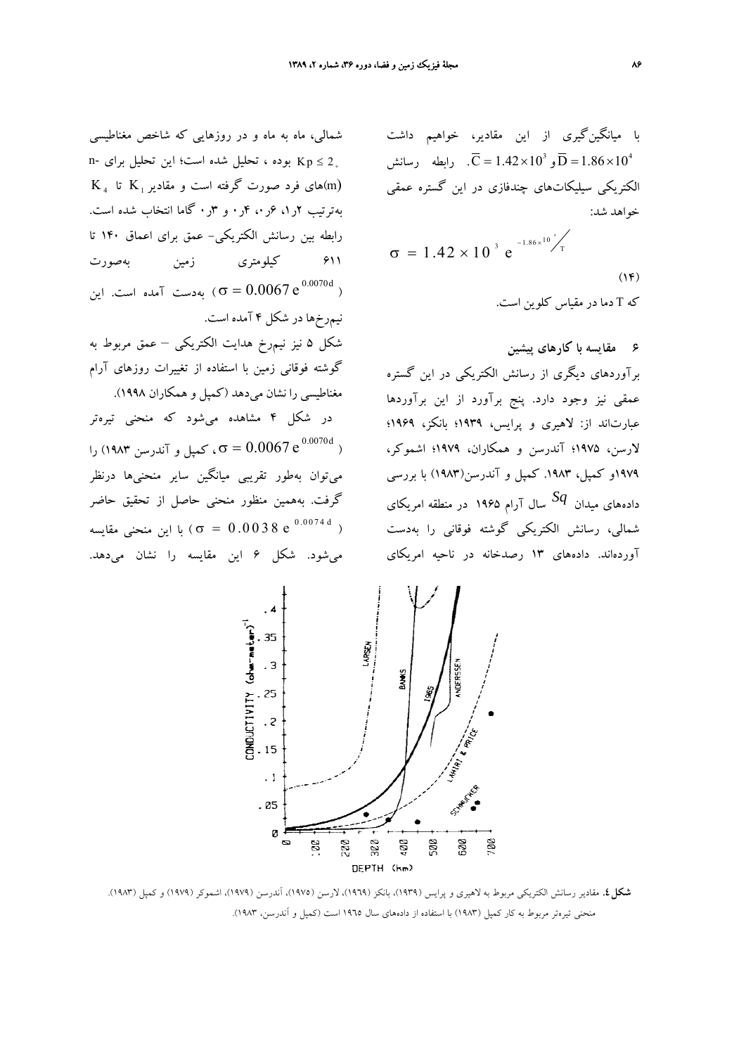با میانگین‌گیری از این مقادیر، خواهیم داشت $\overline{D} = 1.86\times10^4$ و $\overline{C} = 1.42\times10^3$. رابطه رسانش الکتریکی سیلیکات‌های چندفازی در این گستره عمقی خواهد شد:

$$\sigma = 1.42\times10^3 \, e^{-1.86\times10^4/T} \tag{14}$$

که T دما در مقیاس کلوین است.

## ۶ مقایسه با کارهای پیشین

برآوردهای دیگری از رسانش الکتریکی در این گستره عمقی نیز وجود دارد. پنج برآورد از این برآوردها عبارت‌اند از: لاهیری و پرایس، ۱۹۳۹؛ بانکز، ۱۹۶۹؛ لارسن، ۱۹۷۵؛ آندرسن و همکاران، ۱۹۷۹؛ اشموکر، ۱۹۷۹و کمپل، ۱۹۸۳. کمپل و آندرسن(۱۹۸۳) با بررسی داده‌های میدان $Sq$ سال آرام ۱۹۶۵ در منطقه امریکای شمالی، رسانش الکتریکی گوشته فوقانی را به‌دست آورده‌اند. داده‌های ۱۳ رصدخانه در ناحیه امریکای شمالی، ماه به ماه و در روزهایی که شاخص مغناطیسی $Kp \le 2_+$ بوده ، تحلیل شده است؛ این تحلیل برای n-(m)های فرد صورت گرفته است و مقادیر $K_1$ تا $K_4$ به‌ترتیب ۱ر۲، ۶ر۰، ۴ر۰ و ۳ر۰ گاما انتخاب شده است. رابطه بین رسانش الکتریکی- عمق برای اعماق ۱۴۰ تا ۶۱۱ کیلومتری زمین به‌صورت ($\sigma = 0.0067\,e^{0.0070d}$) به‌دست آمده است. این نیم‌رخ‌ها در شکل ۴ آمده است.

شکل ۵ نیز نیم‌رخ هدایت الکتریکی – عمق مربوط به گوشته فوقانی زمین با استفاده از تغییرات روزهای آرام مغناطیسی را نشان می‌دهد (کمپل و همکاران ۱۹۹۸).

در شکل ۴ مشاهده می‌شود که منحنی تیره‌تر ($\sigma = 0.0067\,e^{0.0070d}$، کمپل و آندرسن ۱۹۸۳) را می‌توان به‌طور تقریبی میانگین سایر منحنی‌ها درنظر گرفت. به‌همین منظور منحنی حاصل از تحقیق حاضر ($\sigma = 0.0038\,e^{0.0074d}$) با این منحنی مقایسه می‌شود. شکل ۶ این مقایسه را نشان می‌دهد.

**شکل ٤.** مقادیر رسانش الکتریکی مربوط به لاهیری و پرایس (۱۹۳۹)، بانکز (۱۹٦۹)، لارسن (۱۹۷۵)، آندرسن (۱۹۷۹)، اشموکر (۱۹۷۹) و کمپل (۱۹۸۳). منحنی تیره‌تر مربوط به کار کمپل (۱۹۸۳) با استفاده از داده‌های سال ۱۹٦٥ است (کمپل و آندرسن، ۱۹۸۳).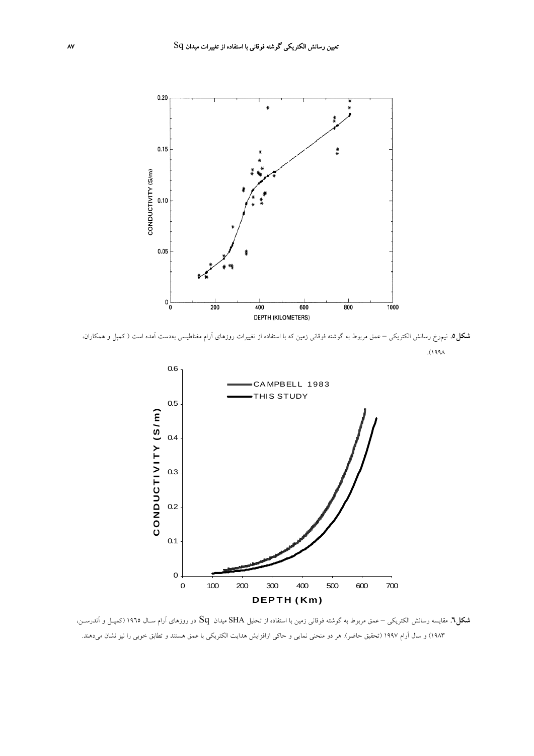**شکل ۵.** نیم‌رخ رسانش الکتریکی – عمق مربوط به گوشته فوقانی زمین که با استفاده از تغییرات روزهای آرام مغناطیسی به‌دست آمده است ( کمپل و همکاران، ۱۹۹۸).

**شکل۶.** مقایسه رسانش الکتریکی – عمق مربوط به گوشته فوقانی زمین با استفاده از تحلیل SHA میدان Sq در روزهای آرام سـال ۱۹۶۵ (کمپـل و آندرسـن، ۱۹۸۳) و سال آرام ۱۹۹۷ (تحقیق حاضر). هر دو منحنی نمایی و حاکی ازافزایش هدایت الکتریکی با عمق هستند و تطابق خوبی را نیز نشان می‌دهند.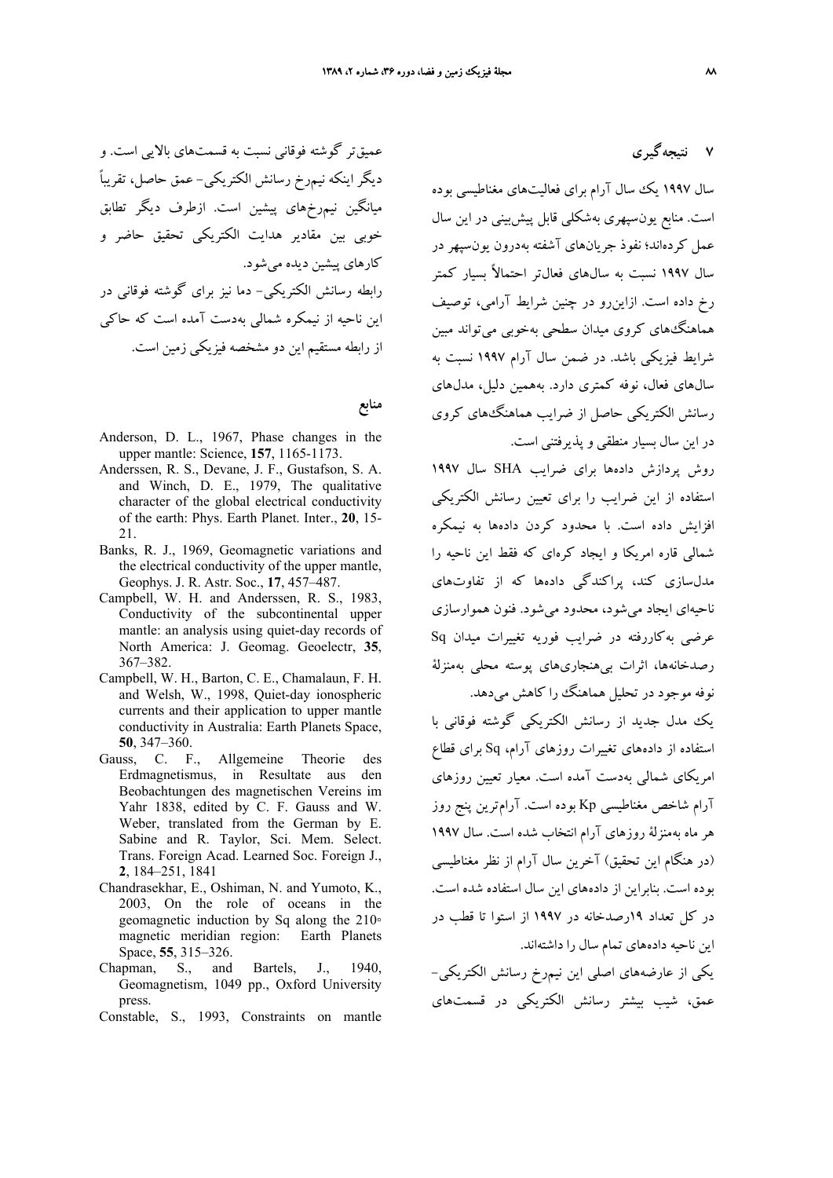## ۷ نتیجه‌گیری

سال ۱۹۹۷ یک سال آرام برای فعالیت‌های مغناطیسی بوده است. منابع یون‌سپهری به‌شکلی قابل پیش‌بینی در این سال عمل کرده‌اند؛ نفوذ جریان‌های آشفته به‌درون یون‌سپهر در سال ۱۹۹۷ نسبت به سال‌های فعال‌تر احتمالاً بسیار کمتر رخ داده است. ازاین‌رو در چنین شرایط آرامی، توصیف هماهنگ‌های کروی میدان سطحی به‌خوبی می‌تواند مبین شرایط فیزیکی باشد. در ضمن سال آرام ۱۹۹۷ نسبت به سال‌های فعال، نوفه کمتری دارد. به‌همین دلیل، مدل‌های رسانش الکتریکی حاصل از ضرایب هماهنگ‌های کروی در این سال بسیار منطقی و پذیرفتنی است.

روش پردازش داده‌ها برای ضرایب SHA سال ۱۹۹۷ استفاده از این ضرایب را برای تعیین رسانش الکتریکی افزایش داده است. با محدود کردن داده‌ها به نیمکره شمالی قاره امریکا و ایجاد کره‌ای که فقط این ناحیه را مدل‌سازی کند، پراکندگی داده‌ها که از تفاوت‌های ناحیه‌ای ایجاد می‌شود، محدود می‌شود. فنون هموارسازی عرضی به‌کاررفته در ضرایب فوریه تغییرات میدان Sq رصدخانه‌ها، اثرات بی‌هنجاری‌های پوسته محلی به‌منزلهٔ نوفه موجود در تحلیل هماهنگ را کاهش می‌دهد.

یک مدل جدید از رسانش الکتریکی گوشته فوقانی با استفاده از داده‌های تغییرات روزهای آرام، Sq برای قطاع امریکای شمالی به‌دست آمده است. معیار تعیین روزهای آرام شاخص مغناطیسی Kp بوده است. آرام‌ترین پنج روز هر ماه به‌منزلهٔ روزهای آرام انتخاب شده است. سال ۱۹۹۷ (در هنگام این تحقیق) آخرین سال آرام از نظر مغناطیسی بوده است. بنابراین از داده‌های این سال استفاده شده است. در کل تعداد ۱۹رصدخانه در ۱۹۹۷ از استوا تا قطب در این ناحیه داده‌های تمام سال را داشته‌اند.

یکی از عارضه‌های اصلی این نیم‌رخ رسانش الکتریکی- عمق، شیب بیشتر رسانش الکتریکی در قسمت‌های عمیق‌تر گوشته فوقانی نسبت به قسمت‌های بالایی است. و دیگر اینکه نیم‌رخ رسانش الکتریکی- عمق حاصل، تقریباً میانگین نیم‌رخ‌های پیشین است. ازطرف دیگر تطابق خوبی بین مقادیر هدایت الکتریکی تحقیق حاضر و کارهای پیشین دیده می‌شود.

رابطه رسانش الکتریکی- دما نیز برای گوشته فوقانی در این ناحیه از نیمکره شمالی به‌دست آمده است که حاکی از رابطه مستقیم این دو مشخصه فیزیکی زمین است.

## منابع

Anderson, D. L., 1967, Phase changes in the upper mantle: Science, **157**, 1165-1173.

Anderssen, R. S., Devane, J. F., Gustafson, S. A. and Winch, D. E., 1979, The qualitative character of the global electrical conductivity of the earth: Phys. Earth Planet. Inter., **20**, 15-21.

Banks, R. J., 1969, Geomagnetic variations and the electrical conductivity of the upper mantle, Geophys. J. R. Astr. Soc., **17**, 457–487.

Campbell, W. H. and Anderssen, R. S., 1983, Conductivity of the subcontinental upper mantle: an analysis using quiet-day records of North America: J. Geomag. Geoelectr, **35**, 367–382.

Campbell, W. H., Barton, C. E., Chamalaun, F. H. and Welsh, W., 1998, Quiet-day ionospheric currents and their application to upper mantle conductivity in Australia: Earth Planets Space, **50**, 347–360.

Gauss, C. F., Allgemeine Theorie des Erdmagnetismus, in Resultate aus den Beobachtungen des magnetischen Vereins im Yahr 1838, edited by C. F. Gauss and W. Weber, translated from the German by E. Sabine and R. Taylor, Sci. Mem. Select. Trans. Foreign Acad. Learned Soc. Foreign J., **2**, 184–251, 1841

Chandrasekhar, E., Oshiman, N. and Yumoto, K., 2003, On the role of oceans in the geomagnetic induction by Sq along the 210° magnetic meridian region: Earth Planets Space, **55**, 315–326.

Chapman, S., and Bartels, J., 1940, Geomagnetism, 1049 pp., Oxford University press.

Constable, S., 1993, Constraints on mantle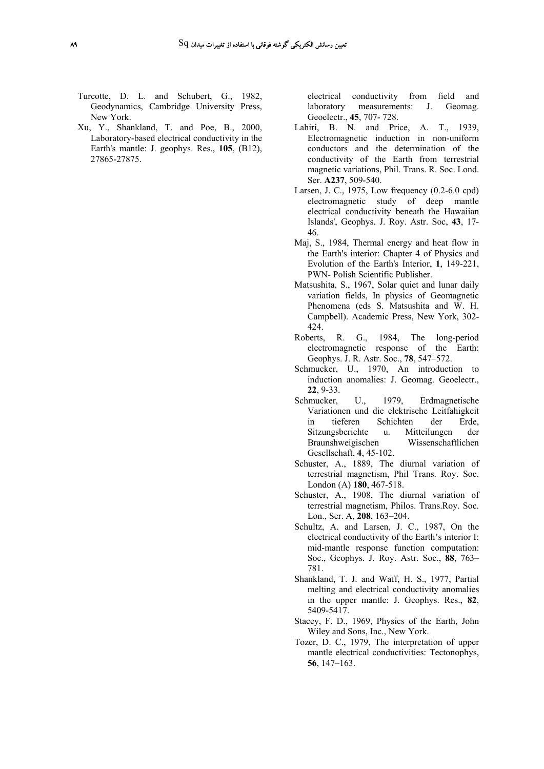Turcotte, D. L. and Schubert, G., 1982, Geodynamics, Cambridge University Press, New York.

Xu, Y., Shankland, T. and Poe, B., 2000, Laboratory-based electrical conductivity in the Earth's mantle: J. geophys. Res., **105**, (B12), 27865-27875.

electrical conductivity from field and laboratory measurements: J. Geomag. Geoelectr., **45**, 707- 728.

Lahiri, B. N. and Price, A. T., 1939, Electromagnetic induction in non-uniform conductors and the determination of the conductivity of the Earth from terrestrial magnetic variations, Phil. Trans. R. Soc. Lond. Ser. **A237**, 509-540.

Larsen, J. C., 1975, Low frequency (0.2-6.0 cpd) electromagnetic study of deep mantle electrical conductivity beneath the Hawaiian Islands', Geophys. J. Roy. Astr. Soc, **43**, 17-46.

Maj, S., 1984, Thermal energy and heat flow in the Earth's interior: Chapter 4 of Physics and Evolution of the Earth's Interior, **1**, 149-221, PWN- Polish Scientific Publisher.

Matsushita, S., 1967, Solar quiet and lunar daily variation fields, In physics of Geomagnetic Phenomena (eds S. Matsushita and W. H. Campbell). Academic Press, New York, 302-424.

Roberts, R. G., 1984, The long-period electromagnetic response of the Earth: Geophys. J. R. Astr. Soc., **78**, 547–572.

Schmucker, U., 1970, An introduction to induction anomalies: J. Geomag. Geoelectr., **22**, 9-33.

Schmucker, U., 1979, Erdmagnetische Variationen und die elektrische Leitfahigkeit in tieferen Schichten der Erde, Sitzungsberichte u. Mitteilungen der Braunshweigischen Wissenschaftlichen Gesellschaft, **4**, 45-102.

Schuster, A., 1889, The diurnal variation of terrestrial magnetism, Phil Trans. Roy. Soc. London (A) **180**, 467-518.

Schuster, A., 1908, The diurnal variation of terrestrial magnetism, Philos. Trans.Roy. Soc. Lon., Ser. A, **208**, 163–204.

Schultz, A. and Larsen, J. C., 1987, On the electrical conductivity of the Earth's interior I: mid-mantle response function computation: Soc., Geophys. J. Roy. Astr. Soc., **88**, 763–781.

Shankland, T. J. and Waff, H. S., 1977, Partial melting and electrical conductivity anomalies in the upper mantle: J. Geophys. Res., **82**, 5409-5417.

Stacey, F. D., 1969, Physics of the Earth, John Wiley and Sons, Inc., New York.

Tozer, D. C., 1979, The interpretation of upper mantle electrical conductivities: Tectonophys, **56**, 147–163.